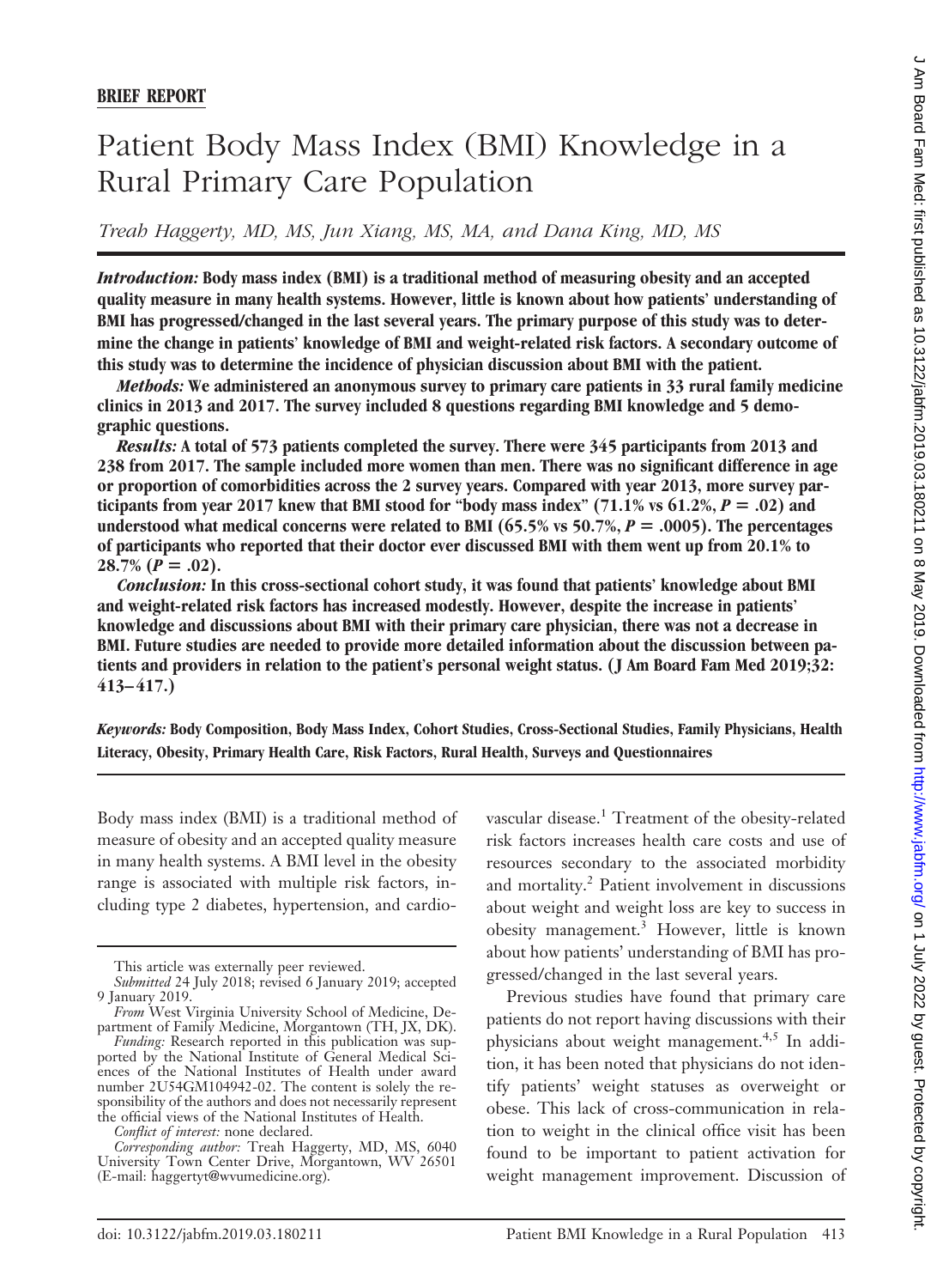**BRIEF REPORT**

# Patient Body Mass Index (BMI) Knowledge in a Rural Primary Care Population

*Treah Haggerty, MD, MS, Jun Xiang, MS, MA, and Dana King, MD, MS*

***Introduction:*** **Body mass index (BMI) is a traditional method of measuring obesity and an accepted quality measure in many health systems. However, little is known about how patients' understanding of BMI has progressed/changed in the last several years. The primary purpose of this study was to determine the change in patients' knowledge of BMI and weight-related risk factors. A secondary outcome of this study was to determine the incidence of physician discussion about BMI with the patient.**

***Methods:*** **We administered an anonymous survey to primary care patients in 33 rural family medicine clinics in 2013 and 2017. The survey included 8 questions regarding BMI knowledge and 5 demographic questions.**

***Results:*** **A total of 573 patients completed the survey. There were 345 participants from 2013 and 238 from 2017. The sample included more women than men. There was no significant difference in age or proportion of comorbidities across the 2 survey years. Compared with year 2013, more survey participants from year 2017 knew that BMI stood for "body mass index" (71.1% vs 61.2%, $P = .02$) and understood what medical concerns were related to BMI (65.5% vs 50.7%, $P = .0005$). The percentages of participants who reported that their doctor ever discussed BMI with them went up from 20.1% to 28.7% ($P = .02$).**

***Conclusion:*** **In this cross-sectional cohort study, it was found that patients' knowledge about BMI and weight-related risk factors has increased modestly. However, despite the increase in patients' knowledge and discussions about BMI with their primary care physician, there was not a decrease in BMI. Future studies are needed to provide more detailed information about the discussion between patients and providers in relation to the patient's personal weight status. (J Am Board Fam Med 2019;32:413–417.)**

***Keywords:*** **Body Composition, Body Mass Index, Cohort Studies, Cross-Sectional Studies, Family Physicians, Health Literacy, Obesity, Primary Health Care, Risk Factors, Rural Health, Surveys and Questionnaires**

Body mass index (BMI) is a traditional method of measure of obesity and an accepted quality measure in many health systems. A BMI level in the obesity range is associated with multiple risk factors, including type 2 diabetes, hypertension, and cardiovascular disease.[1] Treatment of the obesity-related risk factors increases health care costs and use of resources secondary to the associated morbidity and mortality.[2] Patient involvement in discussions about weight and weight loss are key to success in obesity management.[3] However, little is known about how patients' understanding of BMI has progressed/changed in the last several years.

Previous studies have found that primary care patients do not report having discussions with their physicians about weight management.[4,5] In addition, it has been noted that physicians do not identify patients' weight statuses as overweight or obese. This lack of cross-communication in relation to weight in the clinical office visit has been found to be important to patient activation for weight management improvement. Discussion of

This article was externally peer reviewed.

*Submitted* 24 July 2018; revised 6 January 2019; accepted 9 January 2019.

*From* West Virginia University School of Medicine, Department of Family Medicine, Morgantown (TH, JX, DK).

*Funding:* Research reported in this publication was supported by the National Institute of General Medical Sciences of the National Institutes of Health under award number 2U54GM104942-02. The content is solely the responsibility of the authors and does not necessarily represent the official views of the National Institutes of Health.

*Conflict of interest:* none declared.

*Corresponding author:* Treah Haggerty, MD, MS, 6040 University Town Center Drive, Morgantown, WV 26501 (E-mail: haggertyt@wvumedicine.org).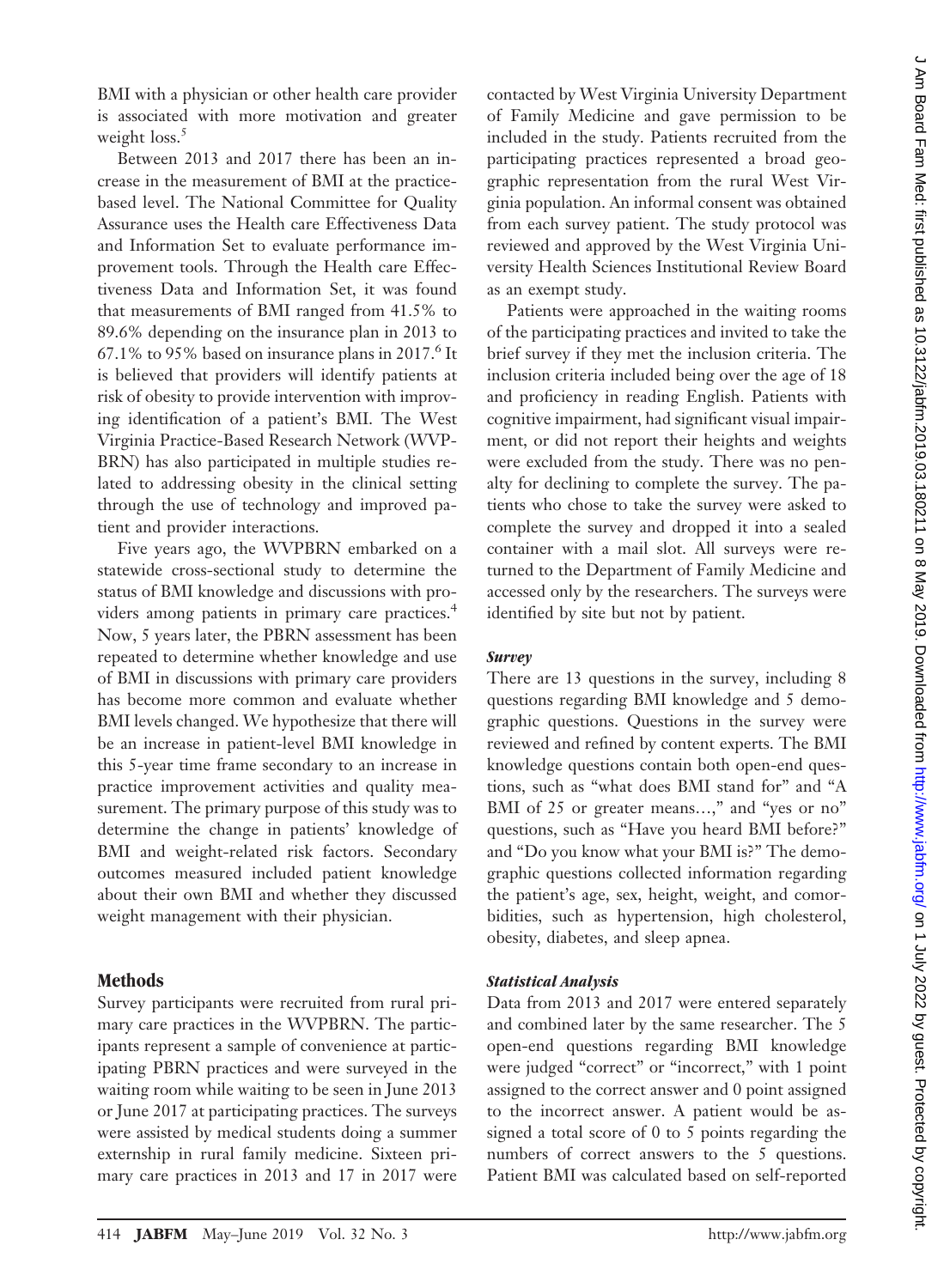BMI with a physician or other health care provider is associated with more motivation and greater weight loss.[5]

Between 2013 and 2017 there has been an increase in the measurement of BMI at the practice-based level. The National Committee for Quality Assurance uses the Health care Effectiveness Data and Information Set to evaluate performance improvement tools. Through the Health care Effectiveness Data and Information Set, it was found that measurements of BMI ranged from 41.5% to 89.6% depending on the insurance plan in 2013 to 67.1% to 95% based on insurance plans in 2017.[6] It is believed that providers will identify patients at risk of obesity to provide intervention with improving identification of a patient's BMI. The West Virginia Practice-Based Research Network (WVPBRN) has also participated in multiple studies related to addressing obesity in the clinical setting through the use of technology and improved patient and provider interactions.

Five years ago, the WVPBRN embarked on a statewide cross-sectional study to determine the status of BMI knowledge and discussions with providers among patients in primary care practices.[4] Now, 5 years later, the PBRN assessment has been repeated to determine whether knowledge and use of BMI in discussions with primary care providers has become more common and evaluate whether BMI levels changed. We hypothesize that there will be an increase in patient-level BMI knowledge in this 5-year time frame secondary to an increase in practice improvement activities and quality measurement. The primary purpose of this study was to determine the change in patients' knowledge of BMI and weight-related risk factors. Secondary outcomes measured included patient knowledge about their own BMI and whether they discussed weight management with their physician.

## Methods

Survey participants were recruited from rural primary care practices in the WVPBRN. The participants represent a sample of convenience at participating PBRN practices and were surveyed in the waiting room while waiting to be seen in June 2013 or June 2017 at participating practices. The surveys were assisted by medical students doing a summer externship in rural family medicine. Sixteen primary care practices in 2013 and 17 in 2017 were contacted by West Virginia University Department of Family Medicine and gave permission to be included in the study. Patients recruited from the participating practices represented a broad geographic representation from the rural West Virginia population. An informal consent was obtained from each survey patient. The study protocol was reviewed and approved by the West Virginia University Health Sciences Institutional Review Board as an exempt study.

Patients were approached in the waiting rooms of the participating practices and invited to take the brief survey if they met the inclusion criteria. The inclusion criteria included being over the age of 18 and proficiency in reading English. Patients with cognitive impairment, had significant visual impairment, or did not report their heights and weights were excluded from the study. There was no penalty for declining to complete the survey. The patients who chose to take the survey were asked to complete the survey and dropped it into a sealed container with a mail slot. All surveys were returned to the Department of Family Medicine and accessed only by the researchers. The surveys were identified by site but not by patient.

### Survey

There are 13 questions in the survey, including 8 questions regarding BMI knowledge and 5 demographic questions. Questions in the survey were reviewed and refined by content experts. The BMI knowledge questions contain both open-end questions, such as "what does BMI stand for" and "A BMI of 25 or greater means…," and "yes or no" questions, such as "Have you heard BMI before?" and "Do you know what your BMI is?" The demographic questions collected information regarding the patient's age, sex, height, weight, and comorbidities, such as hypertension, high cholesterol, obesity, diabetes, and sleep apnea.

### Statistical Analysis

Data from 2013 and 2017 were entered separately and combined later by the same researcher. The 5 open-end questions regarding BMI knowledge were judged "correct" or "incorrect," with 1 point assigned to the correct answer and 0 point assigned to the incorrect answer. A patient would be assigned a total score of 0 to 5 points regarding the numbers of correct answers to the 5 questions. Patient BMI was calculated based on self-reported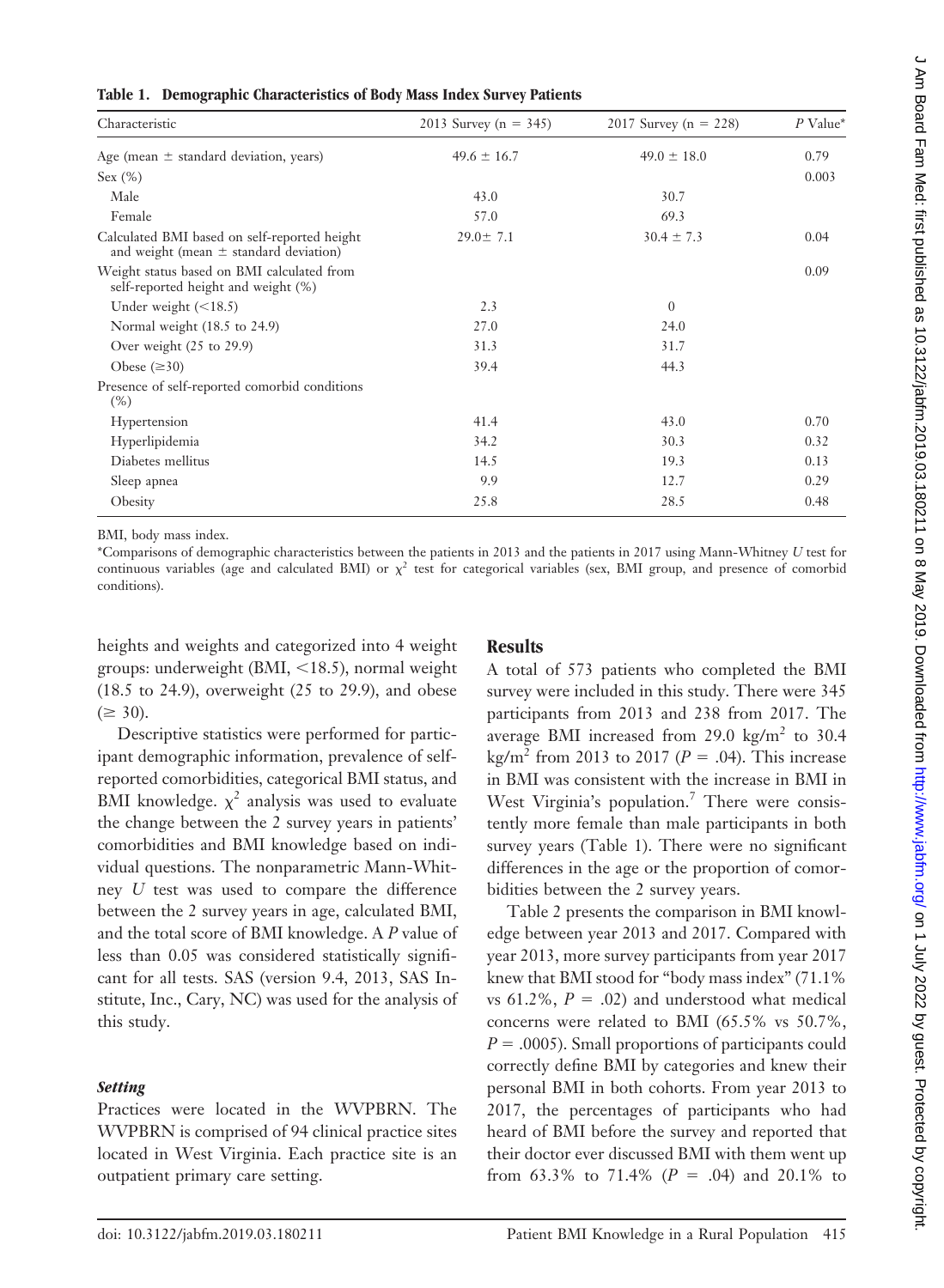**Table 1. Demographic Characteristics of Body Mass Index Survey Patients**

| Characteristic | 2013 Survey (n = 345) | 2017 Survey (n = 228) | *P* Value* |
|---|---|---|---|
| Age (mean ± standard deviation, years) | 49.6 ± 16.7 | 49.0 ± 18.0 | 0.79 |
| Sex (%) | | | 0.003 |
| Male | 43.0 | 30.7 | |
| Female | 57.0 | 69.3 | |
| Calculated BMI based on self-reported height and weight (mean ± standard deviation) | 29.0± 7.1 | 30.4 ± 7.3 | 0.04 |
| Weight status based on BMI calculated from self-reported height and weight (%) | | | 0.09 |
| Under weight (<18.5) | 2.3 | 0 | |
| Normal weight (18.5 to 24.9) | 27.0 | 24.0 | |
| Over weight (25 to 29.9) | 31.3 | 31.7 | |
| Obese (≥30) | 39.4 | 44.3 | |
| Presence of self-reported comorbid conditions (%) | | | |
| Hypertension | 41.4 | 43.0 | 0.70 |
| Hyperlipidemia | 34.2 | 30.3 | 0.32 |
| Diabetes mellitus | 14.5 | 19.3 | 0.13 |
| Sleep apnea | 9.9 | 12.7 | 0.29 |
| Obesity | 25.8 | 28.5 | 0.48 |

BMI, body mass index.

*Comparisons of demographic characteristics between the patients in 2013 and the patients in 2017 using Mann-Whitney *U* test for continuous variables (age and calculated BMI) or $\chi^2$ test for categorical variables (sex, BMI group, and presence of comorbid conditions).

heights and weights and categorized into 4 weight groups: underweight (BMI, <18.5), normal weight (18.5 to 24.9), overweight (25 to 29.9), and obese (≥ 30).

Descriptive statistics were performed for participant demographic information, prevalence of self-reported comorbidities, categorical BMI status, and BMI knowledge. $\chi^2$ analysis was used to evaluate the change between the 2 survey years in patients' comorbidities and BMI knowledge based on individual questions. The nonparametric Mann-Whitney *U* test was used to compare the difference between the 2 survey years in age, calculated BMI, and the total score of BMI knowledge. A *P* value of less than 0.05 was considered statistically significant for all tests. SAS (version 9.4, 2013, SAS Institute, Inc., Cary, NC) was used for the analysis of this study.

### *Setting*

Practices were located in the WVPBRN. The WVPBRN is comprised of 94 clinical practice sites located in West Virginia. Each practice site is an outpatient primary care setting.

## Results

A total of 573 patients who completed the BMI survey were included in this study. There were 345 participants from 2013 and 238 from 2017. The average BMI increased from 29.0 kg/m$^2$ to 30.4 kg/m$^2$ from 2013 to 2017 ($P$ = .04). This increase in BMI was consistent with the increase in BMI in West Virginia's population.[7] There were consistently more female than male participants in both survey years (Table 1). There were no significant differences in the age or the proportion of comorbidities between the 2 survey years.

Table 2 presents the comparison in BMI knowledge between year 2013 and 2017. Compared with year 2013, more survey participants from year 2017 knew that BMI stood for "body mass index" (71.1% vs 61.2%, $P$ = .02) and understood what medical concerns were related to BMI (65.5% vs 50.7%, $P$ = .0005). Small proportions of participants could correctly define BMI by categories and knew their personal BMI in both cohorts. From year 2013 to 2017, the percentages of participants who had heard of BMI before the survey and reported that their doctor ever discussed BMI with them went up from 63.3% to 71.4% ($P$ = .04) and 20.1% to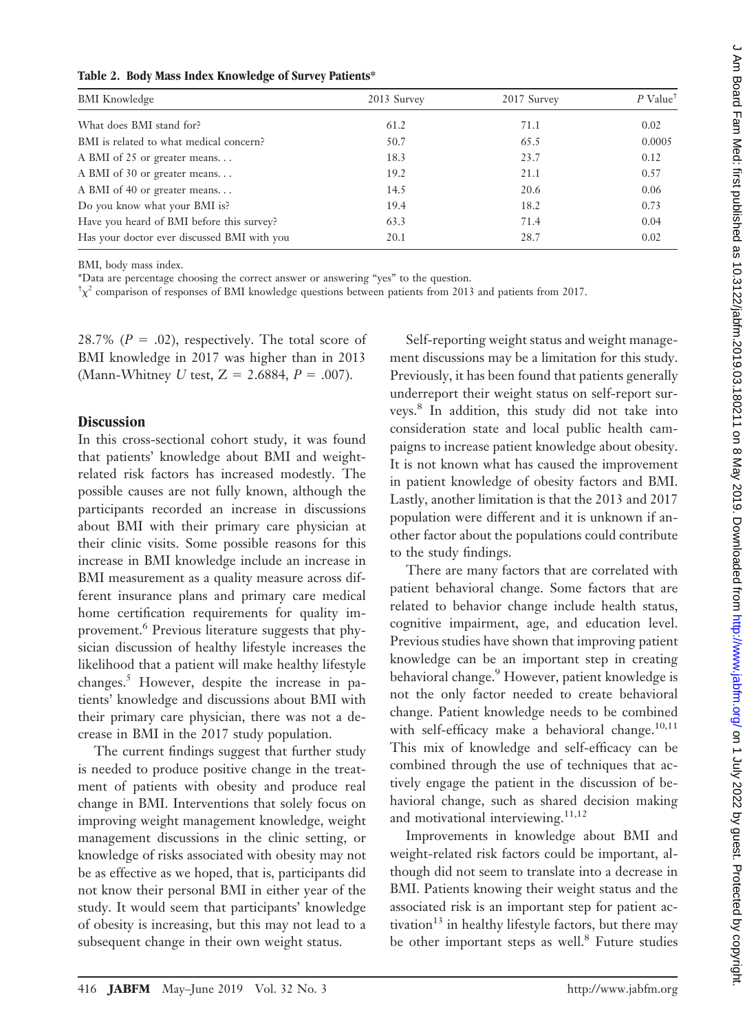**Table 2. Body Mass Index Knowledge of Survey Patients***

| BMI Knowledge | 2013 Survey | 2017 Survey | *P* Value† |
|---|---|---|---|
| What does BMI stand for? | 61.2 | 71.1 | 0.02 |
| BMI is related to what medical concern? | 50.7 | 65.5 | 0.0005 |
| A BMI of 25 or greater means. . . | 18.3 | 23.7 | 0.12 |
| A BMI of 30 or greater means. . . | 19.2 | 21.1 | 0.57 |
| A BMI of 40 or greater means. . . | 14.5 | 20.6 | 0.06 |
| Do you know what your BMI is? | 19.4 | 18.2 | 0.73 |
| Have you heard of BMI before this survey? | 63.3 | 71.4 | 0.04 |
| Has your doctor ever discussed BMI with you | 20.1 | 28.7 | 0.02 |

BMI, body mass index.

*Data are percentage choosing the correct answer or answering "yes" to the question.

†$\chi^2$ comparison of responses of BMI knowledge questions between patients from 2013 and patients from 2017.

28.7% ($P = .02$), respectively. The total score of BMI knowledge in 2017 was higher than in 2013 (Mann-Whitney *U* test, $Z = 2.6884$, $P = .007$).

## Discussion

In this cross-sectional cohort study, it was found that patients' knowledge about BMI and weight-related risk factors has increased modestly. The possible causes are not fully known, although the participants recorded an increase in discussions about BMI with their primary care physician at their clinic visits. Some possible reasons for this increase in BMI knowledge include an increase in BMI measurement as a quality measure across different insurance plans and primary care medical home certification requirements for quality improvement.[6] Previous literature suggests that physician discussion of healthy lifestyle increases the likelihood that a patient will make healthy lifestyle changes.[5] However, despite the increase in patients' knowledge and discussions about BMI with their primary care physician, there was not a decrease in BMI in the 2017 study population.

The current findings suggest that further study is needed to produce positive change in the treatment of patients with obesity and produce real change in BMI. Interventions that solely focus on improving weight management knowledge, weight management discussions in the clinic setting, or knowledge of risks associated with obesity may not be as effective as we hoped, that is, participants did not know their personal BMI in either year of the study. It would seem that participants' knowledge of obesity is increasing, but this may not lead to a subsequent change in their own weight status.

Self-reporting weight status and weight management discussions may be a limitation for this study. Previously, it has been found that patients generally underreport their weight status on self-report surveys.[8] In addition, this study did not take into consideration state and local public health campaigns to increase patient knowledge about obesity. It is not known what has caused the improvement in patient knowledge of obesity factors and BMI. Lastly, another limitation is that the 2013 and 2017 population were different and it is unknown if another factor about the populations could contribute to the study findings.

There are many factors that are correlated with patient behavioral change. Some factors that are related to behavior change include health status, cognitive impairment, age, and education level. Previous studies have shown that improving patient knowledge can be an important step in creating behavioral change.[9] However, patient knowledge is not the only factor needed to create behavioral change. Patient knowledge needs to be combined with self-efficacy make a behavioral change.[10,11] This mix of knowledge and self-efficacy can be combined through the use of techniques that actively engage the patient in the discussion of behavioral change, such as shared decision making and motivational interviewing.[11,12]

Improvements in knowledge about BMI and weight-related risk factors could be important, although did not seem to translate into a decrease in BMI. Patients knowing their weight status and the associated risk is an important step for patient activation[13] in healthy lifestyle factors, but there may be other important steps as well.[8] Future studies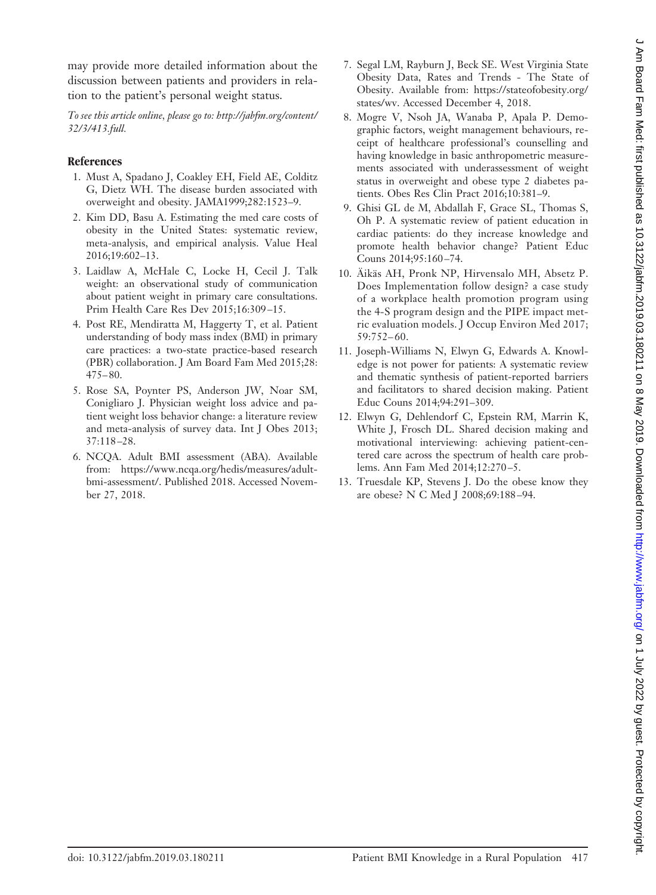may provide more detailed information about the discussion between patients and providers in relation to the patient's personal weight status.

*To see this article online, please go to: http://jabfm.org/content/32/3/413.full.*

## References

1. Must A, Spadano J, Coakley EH, Field AE, Colditz G, Dietz WH. The disease burden associated with overweight and obesity. JAMA1999;282:1523–9.
2. Kim DD, Basu A. Estimating the med care costs of obesity in the United States: systematic review, meta-analysis, and empirical analysis. Value Heal 2016;19:602–13.
3. Laidlaw A, McHale C, Locke H, Cecil J. Talk weight: an observational study of communication about patient weight in primary care consultations. Prim Health Care Res Dev 2015;16:309–15.
4. Post RE, Mendiratta M, Haggerty T, et al. Patient understanding of body mass index (BMI) in primary care practices: a two-state practice-based research (PBR) collaboration. J Am Board Fam Med 2015;28: 475–80.
5. Rose SA, Poynter PS, Anderson JW, Noar SM, Conigliaro J. Physician weight loss advice and patient weight loss behavior change: a literature review and meta-analysis of survey data. Int J Obes 2013; 37:118–28.
6. NCQA. Adult BMI assessment (ABA). Available from: https://www.ncqa.org/hedis/measures/adult-bmi-assessment/. Published 2018. Accessed November 27, 2018.
7. Segal LM, Rayburn J, Beck SE. West Virginia State Obesity Data, Rates and Trends - The State of Obesity. Available from: https://stateofobesity.org/states/wv. Accessed December 4, 2018.
8. Mogre V, Nsoh JA, Wanaba P, Apala P. Demographic factors, weight management behaviours, receipt of healthcare professional's counselling and having knowledge in basic anthropometric measurements associated with underassessment of weight status in overweight and obese type 2 diabetes patients. Obes Res Clin Pract 2016;10:381–9.
9. Ghisi GL de M, Abdallah F, Grace SL, Thomas S, Oh P. A systematic review of patient education in cardiac patients: do they increase knowledge and promote health behavior change? Patient Educ Couns 2014;95:160–74.
10. Äikäs AH, Pronk NP, Hirvensalo MH, Absetz P. Does Implementation follow design? a case study of a workplace health promotion program using the 4-S program design and the PIPE impact metric evaluation models. J Occup Environ Med 2017; 59:752–60.
11. Joseph-Williams N, Elwyn G, Edwards A. Knowledge is not power for patients: A systematic review and thematic synthesis of patient-reported barriers and facilitators to shared decision making. Patient Educ Couns 2014;94:291–309.
12. Elwyn G, Dehlendorf C, Epstein RM, Marrin K, White J, Frosch DL. Shared decision making and motivational interviewing: achieving patient-centered care across the spectrum of health care problems. Ann Fam Med 2014;12:270–5.
13. Truesdale KP, Stevens J. Do the obese know they are obese? N C Med J 2008;69:188–94.